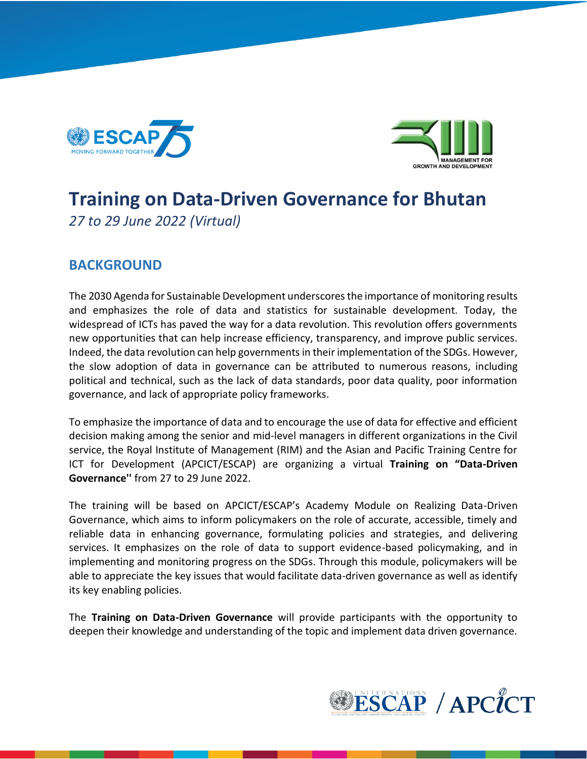# Training on Data-Driven Governance for Bhutan

*27 to 29 June 2022 (Virtual)*

## BACKGROUND

The 2030 Agenda for Sustainable Development underscores the importance of monitoring results and emphasizes the role of data and statistics for sustainable development. Today, the widespread of ICTs has paved the way for a data revolution. This revolution offers governments new opportunities that can help increase efficiency, transparency, and improve public services. Indeed, the data revolution can help governments in their implementation of the SDGs. However, the slow adoption of data in governance can be attributed to numerous reasons, including political and technical, such as the lack of data standards, poor data quality, poor information governance, and lack of appropriate policy frameworks.

To emphasize the importance of data and to encourage the use of data for effective and efficient decision making among the senior and mid-level managers in different organizations in the Civil service, the Royal Institute of Management (RIM) and the Asian and Pacific Training Centre for ICT for Development (APCICT/ESCAP) are organizing a virtual **Training on "Data-Driven Governance''** from 27 to 29 June 2022.

The training will be based on APCICT/ESCAP's Academy Module on Realizing Data-Driven Governance, which aims to inform policymakers on the role of accurate, accessible, timely and reliable data in enhancing governance, formulating policies and strategies, and delivering services. It emphasizes on the role of data to support evidence-based policymaking, and in implementing and monitoring progress on the SDGs. Through this module, policymakers will be able to appreciate the key issues that would facilitate data-driven governance as well as identify its key enabling policies.

The **Training on Data-Driven Governance** will provide participants with the opportunity to deepen their knowledge and understanding of the topic and implement data driven governance.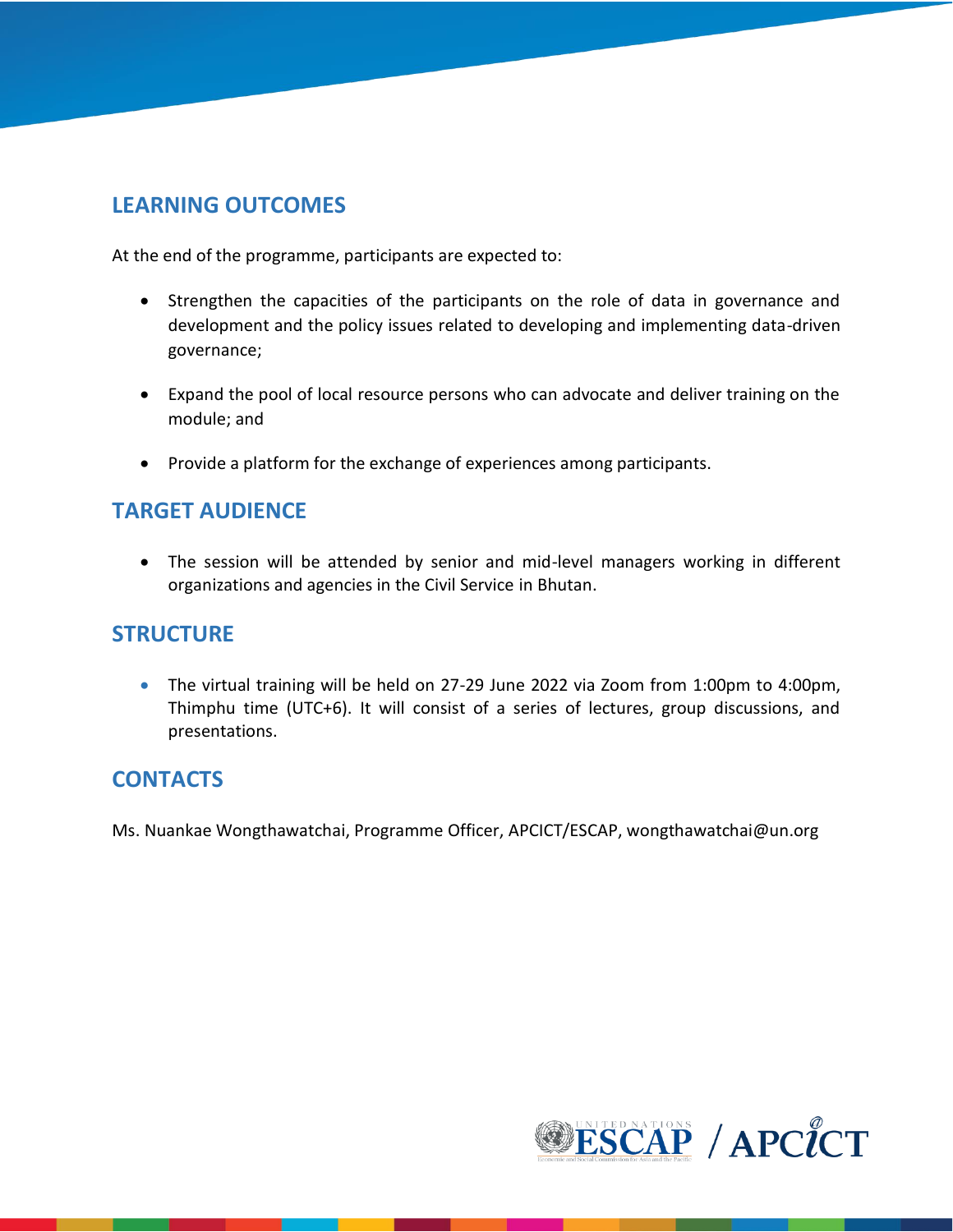## LEARNING OUTCOMES

At the end of the programme, participants are expected to:

- Strengthen the capacities of the participants on the role of data in governance and development and the policy issues related to developing and implementing data-driven governance;
- Expand the pool of local resource persons who can advocate and deliver training on the module; and
- Provide a platform for the exchange of experiences among participants.

## TARGET AUDIENCE

- The session will be attended by senior and mid-level managers working in different organizations and agencies in the Civil Service in Bhutan.

## STRUCTURE

- The virtual training will be held on 27-29 June 2022 via Zoom from 1:00pm to 4:00pm, Thimphu time (UTC+6). It will consist of a series of lectures, group discussions, and presentations.

## CONTACTS

Ms. Nuankae Wongthawatchai, Programme Officer, APCICT/ESCAP, wongthawatchai@un.org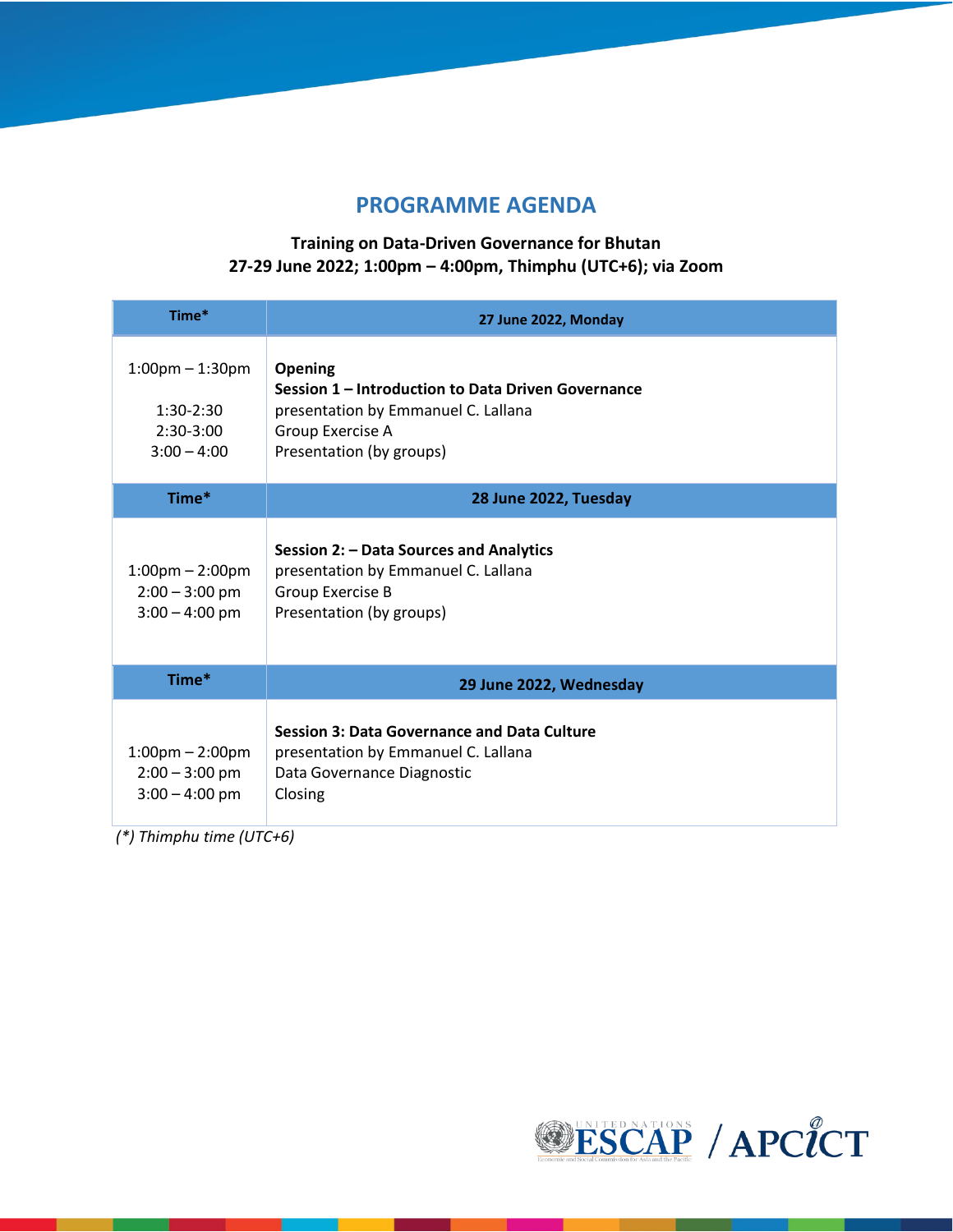# PROGRAMME AGENDA

**Training on Data-Driven Governance for Bhutan**
**27-29 June 2022; 1:00pm – 4:00pm, Thimphu (UTC+6); via Zoom**

| Time* | 27 June 2022, Monday |
|---|---|
| 1:00pm – 1:30pm | **Opening** |
| | **Session 1 – Introduction to Data Driven Governance** |
| 1:30-2:30 | presentation by Emmanuel C. Lallana |
| 2:30-3:00 | Group Exercise A |
| 3:00 – 4:00 | Presentation (by groups) |
| **Time*** | **28 June 2022, Tuesday** |
| | **Session 2: – Data Sources and Analytics** |
| 1:00pm – 2:00pm | presentation by Emmanuel C. Lallana |
| 2:00 – 3:00 pm | Group Exercise B |
| 3:00 – 4:00 pm | Presentation (by groups) |
| **Time*** | **29 June 2022, Wednesday** |
| | **Session 3: Data Governance and Data Culture** |
| 1:00pm – 2:00pm | presentation by Emmanuel C. Lallana |
| 2:00 – 3:00 pm | Data Governance Diagnostic |
| 3:00 – 4:00 pm | Closing |

*(\*) Thimphu time (UTC+6)*